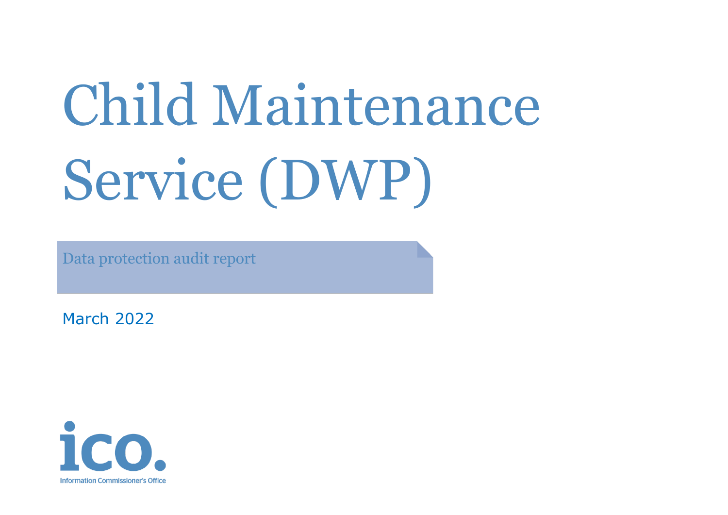# Child Maintenance Service (DWP)

Data protection audit report

March 2022

ico.

Information Commissioner's Office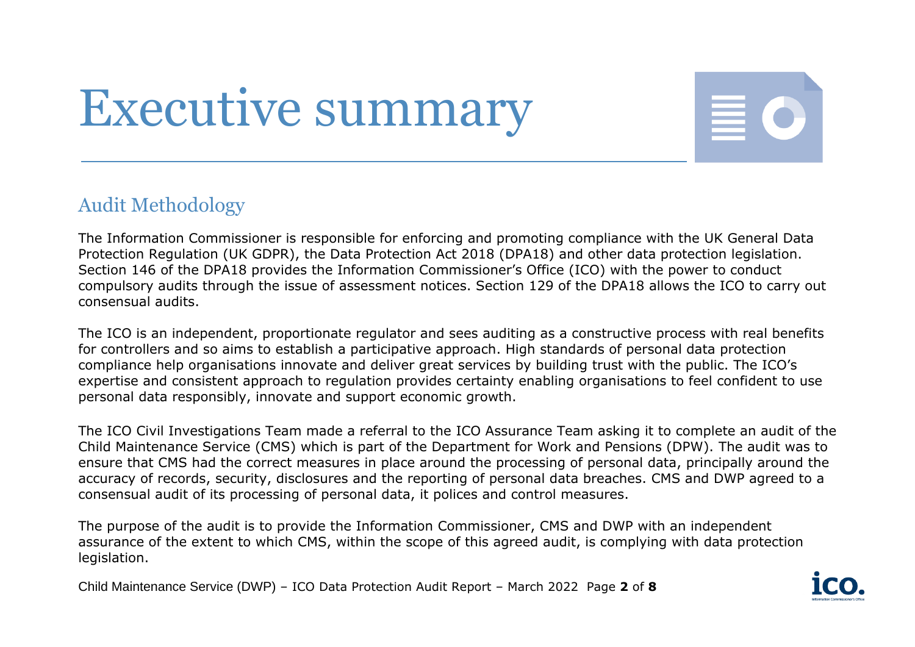# Executive summary

## Audit Methodology

The Information Commissioner is responsible for enforcing and promoting compliance with the UK General Data Protection Regulation (UK GDPR), the Data Protection Act 2018 (DPA18) and other data protection legislation. Section 146 of the DPA18 provides the Information Commissioner's Office (ICO) with the power to conduct compulsory audits through the issue of assessment notices. Section 129 of the DPA18 allows the ICO to carry out consensual audits.

The ICO is an independent, proportionate regulator and sees auditing as a constructive process with real benefits for controllers and so aims to establish a participative approach. High standards of personal data protection compliance help organisations innovate and deliver great services by building trust with the public. The ICO's expertise and consistent approach to regulation provides certainty enabling organisations to feel confident to use personal data responsibly, innovate and support economic growth.

The ICO Civil Investigations Team made a referral to the ICO Assurance Team asking it to complete an audit of the Child Maintenance Service (CMS) which is part of the Department for Work and Pensions (DPW). The audit was to ensure that CMS had the correct measures in place around the processing of personal data, principally around the accuracy of records, security, disclosures and the reporting of personal data breaches. CMS and DWP agreed to a consensual audit of its processing of personal data, it polices and control measures.

The purpose of the audit is to provide the Information Commissioner, CMS and DWP with an independent assurance of the extent to which CMS, within the scope of this agreed audit, is complying with data protection legislation.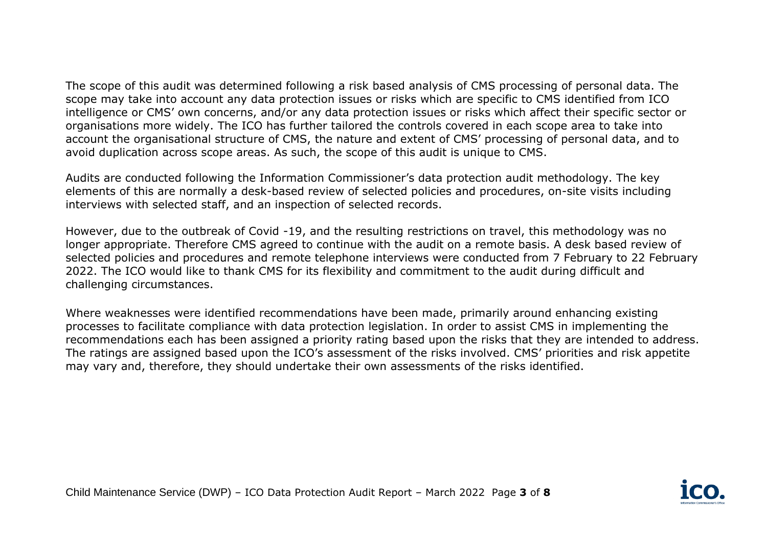The scope of this audit was determined following a risk based analysis of CMS processing of personal data. The scope may take into account any data protection issues or risks which are specific to CMS identified from ICO intelligence or CMS' own concerns, and/or any data protection issues or risks which affect their specific sector or organisations more widely. The ICO has further tailored the controls covered in each scope area to take into account the organisational structure of CMS, the nature and extent of CMS' processing of personal data, and to avoid duplication across scope areas. As such, the scope of this audit is unique to CMS.

Audits are conducted following the Information Commissioner's data protection audit methodology. The key elements of this are normally a desk-based review of selected policies and procedures, on-site visits including interviews with selected staff, and an inspection of selected records.

However, due to the outbreak of Covid -19, and the resulting restrictions on travel, this methodology was no longer appropriate. Therefore CMS agreed to continue with the audit on a remote basis. A desk based review of selected policies and procedures and remote telephone interviews were conducted from 7 February to 22 February 2022. The ICO would like to thank CMS for its flexibility and commitment to the audit during difficult and challenging circumstances.

Where weaknesses were identified recommendations have been made, primarily around enhancing existing processes to facilitate compliance with data protection legislation. In order to assist CMS in implementing the recommendations each has been assigned a priority rating based upon the risks that they are intended to address. The ratings are assigned based upon the ICO's assessment of the risks involved. CMS' priorities and risk appetite may vary and, therefore, they should undertake their own assessments of the risks identified.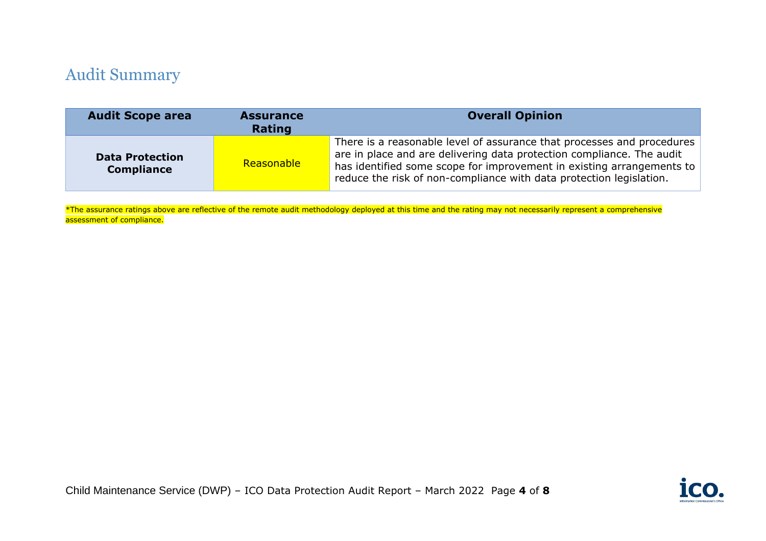## Audit Summary

| Audit Scope area | Assurance Rating | Overall Opinion |
| --- | --- | --- |
| **Data Protection Compliance** | Reasonable | There is a reasonable level of assurance that processes and procedures are in place and are delivering data protection compliance. The audit has identified some scope for improvement in existing arrangements to reduce the risk of non-compliance with data protection legislation. |

*The assurance ratings above are reflective of the remote audit methodology deployed at this time and the rating may not necessarily represent a comprehensive assessment of compliance.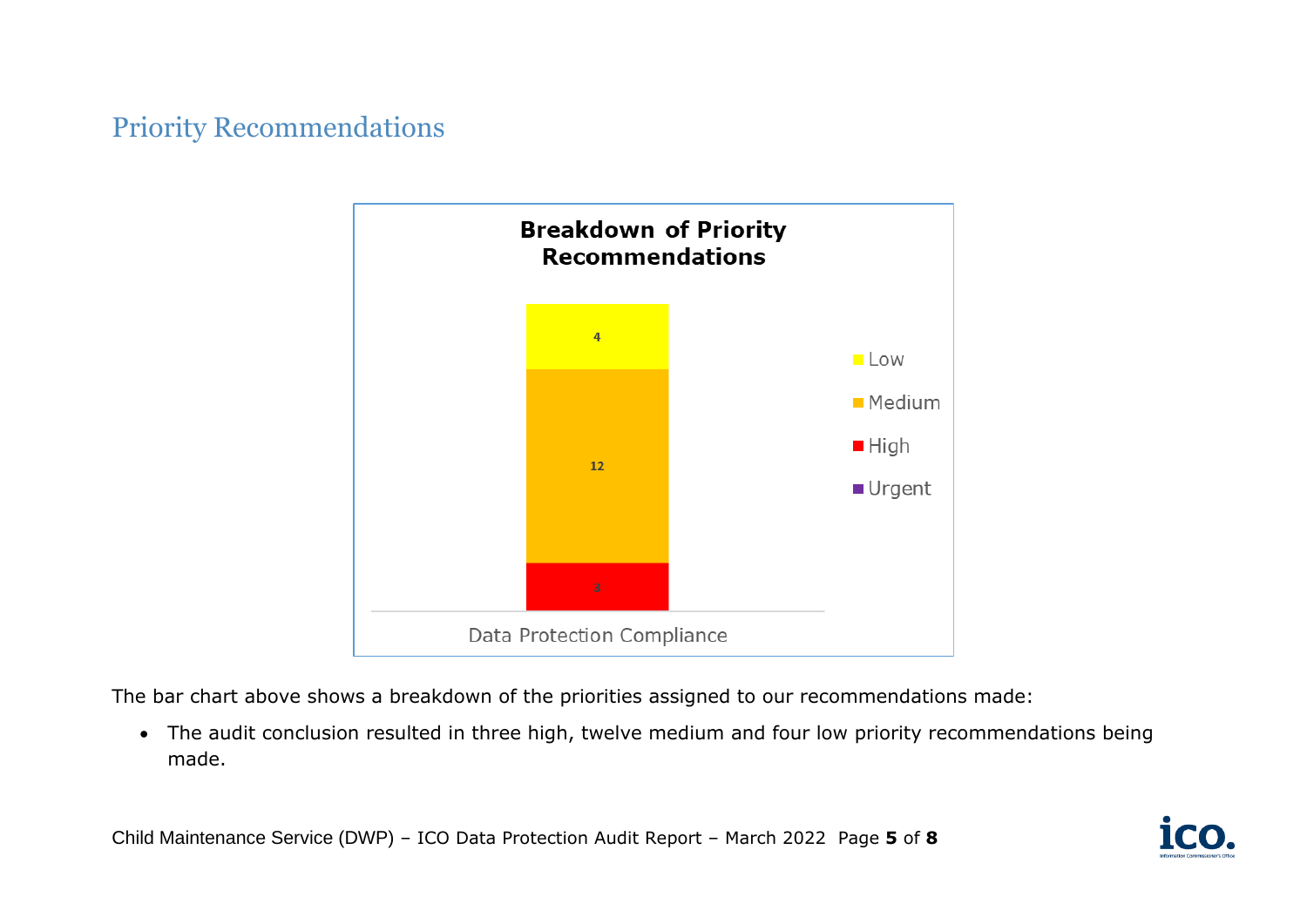## Priority Recommendations

The bar chart above shows a breakdown of the priorities assigned to our recommendations made:

- The audit conclusion resulted in three high, twelve medium and four low priority recommendations being made.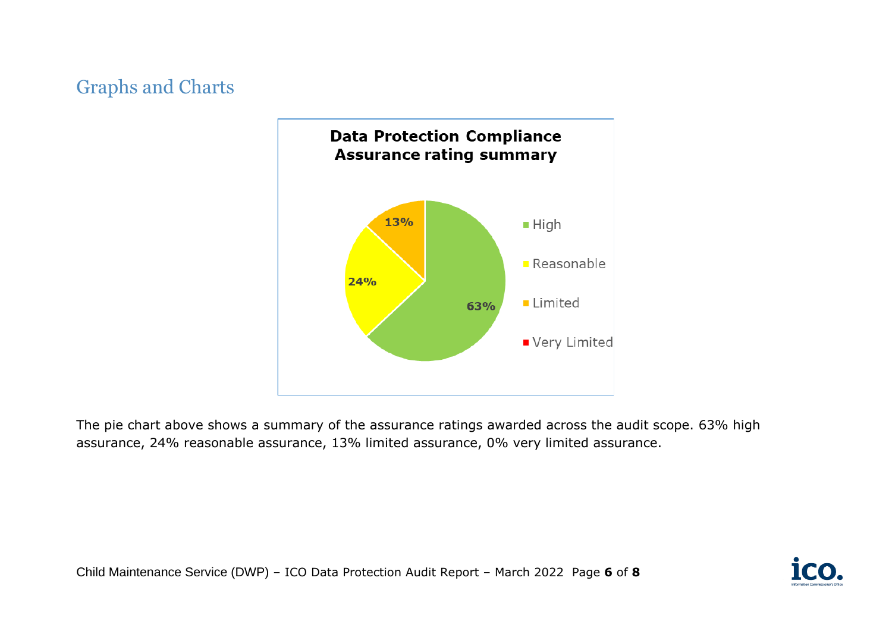## Graphs and Charts

**Data Protection Compliance Assurance rating summary**

- High: 63%
- Reasonable: 24%
- Limited: 13%
- Very Limited

The pie chart above shows a summary of the assurance ratings awarded across the audit scope. 63% high assurance, 24% reasonable assurance, 13% limited assurance, 0% very limited assurance.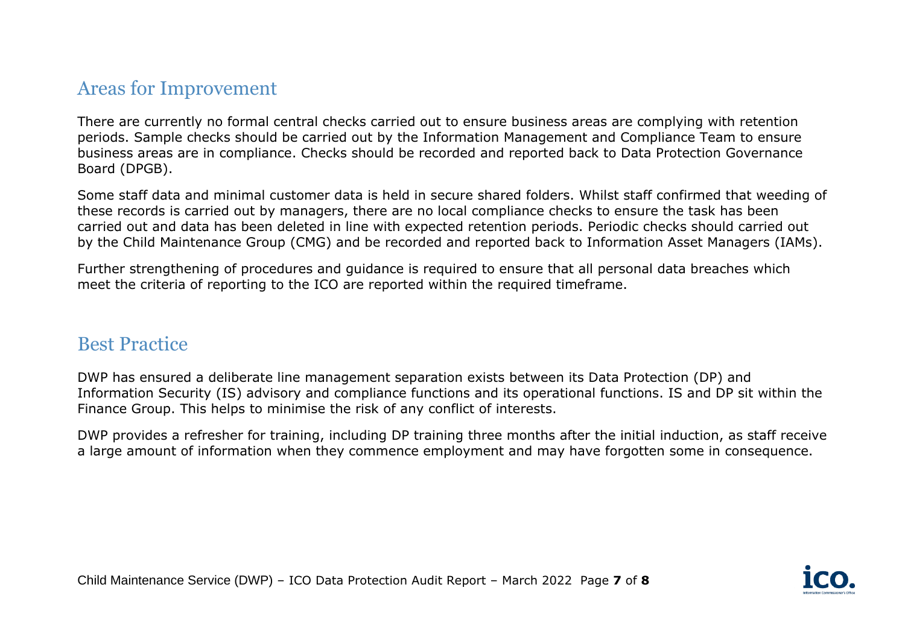## Areas for Improvement

There are currently no formal central checks carried out to ensure business areas are complying with retention periods. Sample checks should be carried out by the Information Management and Compliance Team to ensure business areas are in compliance. Checks should be recorded and reported back to Data Protection Governance Board (DPGB).

Some staff data and minimal customer data is held in secure shared folders. Whilst staff confirmed that weeding of these records is carried out by managers, there are no local compliance checks to ensure the task has been carried out and data has been deleted in line with expected retention periods. Periodic checks should carried out by the Child Maintenance Group (CMG) and be recorded and reported back to Information Asset Managers (IAMs).

Further strengthening of procedures and guidance is required to ensure that all personal data breaches which meet the criteria of reporting to the ICO are reported within the required timeframe.

## Best Practice

DWP has ensured a deliberate line management separation exists between its Data Protection (DP) and Information Security (IS) advisory and compliance functions and its operational functions. IS and DP sit within the Finance Group. This helps to minimise the risk of any conflict of interests.

DWP provides a refresher for training, including DP training three months after the initial induction, as staff receive a large amount of information when they commence employment and may have forgotten some in consequence.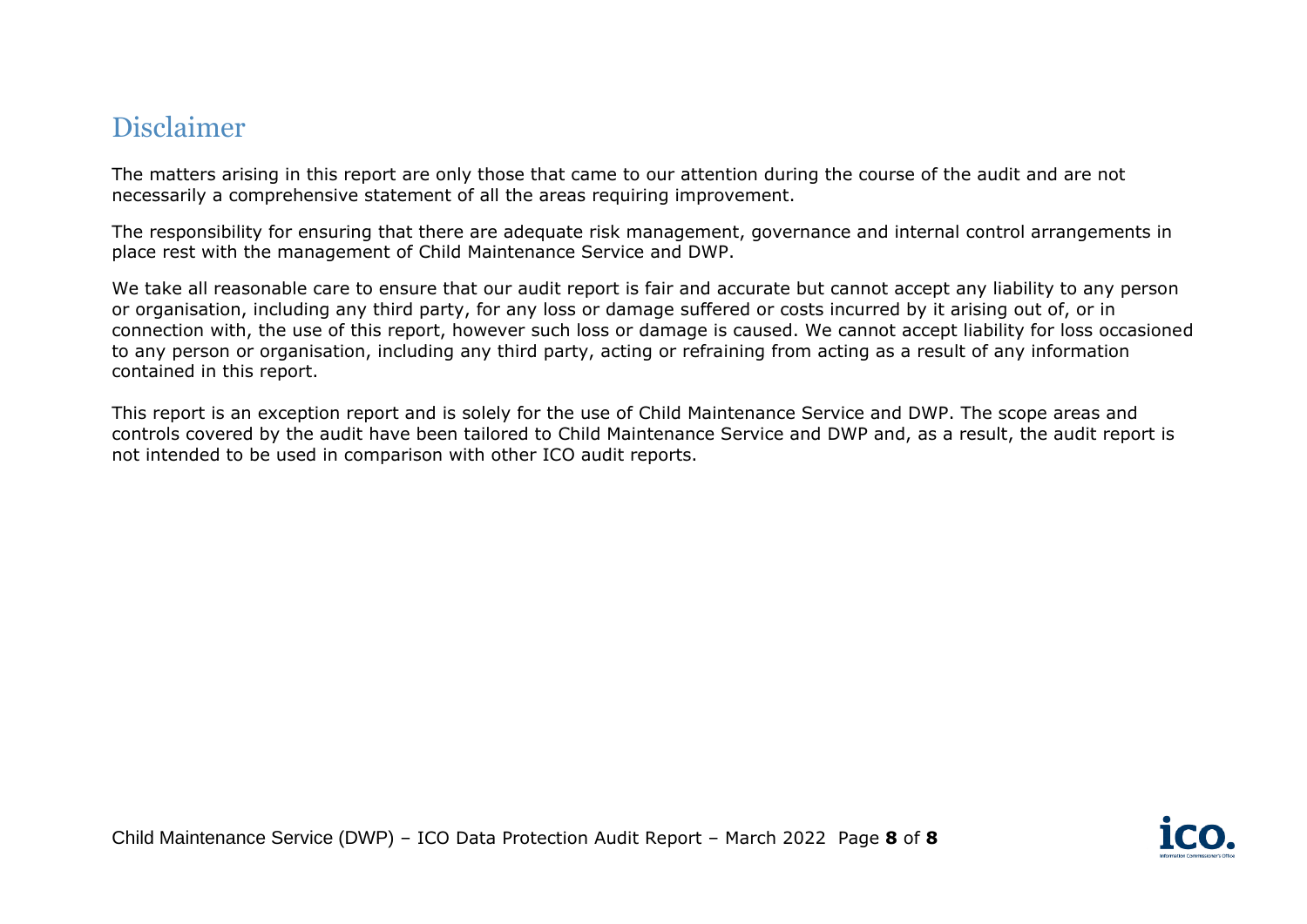# Disclaimer

The matters arising in this report are only those that came to our attention during the course of the audit and are not necessarily a comprehensive statement of all the areas requiring improvement.

The responsibility for ensuring that there are adequate risk management, governance and internal control arrangements in place rest with the management of Child Maintenance Service and DWP.

We take all reasonable care to ensure that our audit report is fair and accurate but cannot accept any liability to any person or organisation, including any third party, for any loss or damage suffered or costs incurred by it arising out of, or in connection with, the use of this report, however such loss or damage is caused. We cannot accept liability for loss occasioned to any person or organisation, including any third party, acting or refraining from acting as a result of any information contained in this report.

This report is an exception report and is solely for the use of Child Maintenance Service and DWP. The scope areas and controls covered by the audit have been tailored to Child Maintenance Service and DWP and, as a result, the audit report is not intended to be used in comparison with other ICO audit reports.